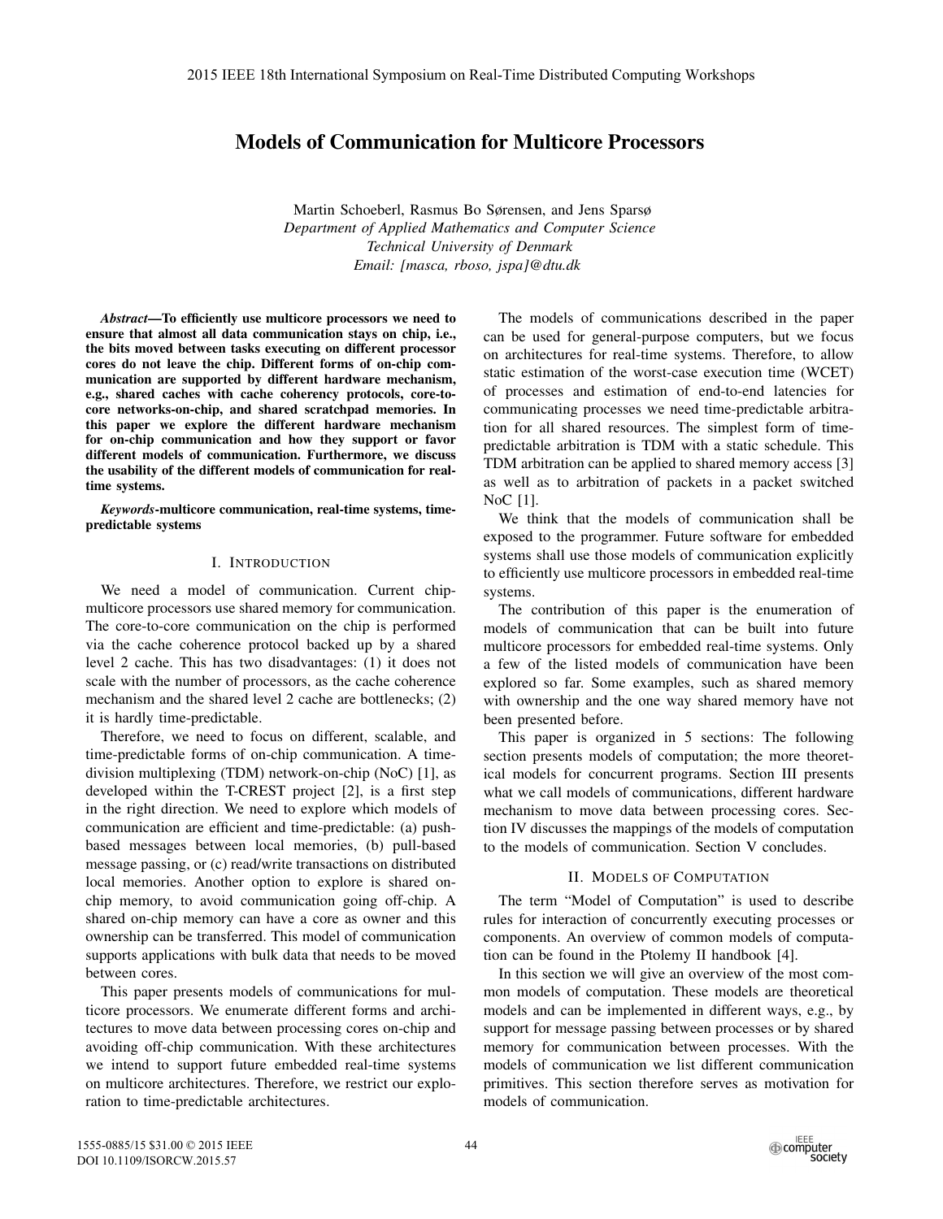# Models of Communication for Multicore Processors

Martin Schoeberl, Rasmus Bo Sørensen, and Jens Sparsø
*Department of Applied Mathematics and Computer Science*
*Technical University of Denmark*
*Email: [masca, rboso, jspa]@dtu.dk*

***Abstract*—To efficiently use multicore processors we need to ensure that almost all data communication stays on chip, i.e., the bits moved between tasks executing on different processor cores do not leave the chip. Different forms of on-chip communication are supported by different hardware mechanism, e.g., shared caches with cache coherency protocols, core-to-core networks-on-chip, and shared scratchpad memories. In this paper we explore the different hardware mechanism for on-chip communication and how they support or favor different models of communication. Furthermore, we discuss the usability of the different models of communication for real-time systems.**

***Keywords*-multicore communication, real-time systems, time-predictable systems**

## I. Introduction

We need a model of communication. Current chip-multicore processors use shared memory for communication. The core-to-core communication on the chip is performed via the cache coherence protocol backed up by a shared level 2 cache. This has two disadvantages: (1) it does not scale with the number of processors, as the cache coherence mechanism and the shared level 2 cache are bottlenecks; (2) it is hardly time-predictable.

Therefore, we need to focus on different, scalable, and time-predictable forms of on-chip communication. A time-division multiplexing (TDM) network-on-chip (NoC) [1], as developed within the T-CREST project [2], is a first step in the right direction. We need to explore which models of communication are efficient and time-predictable: (a) push-based messages between local memories, (b) pull-based message passing, or (c) read/write transactions on distributed local memories. Another option to explore is shared on-chip memory, to avoid communication going off-chip. A shared on-chip memory can have a core as owner and this ownership can be transferred. This model of communication supports applications with bulk data that needs to be moved between cores.

This paper presents models of communications for multicore processors. We enumerate different forms and architectures to move data between processing cores on-chip and avoiding off-chip communication. With these architectures we intend to support future embedded real-time systems on multicore architectures. Therefore, we restrict our exploration to time-predictable architectures.

The models of communications described in the paper can be used for general-purpose computers, but we focus on architectures for real-time systems. Therefore, to allow static estimation of the worst-case execution time (WCET) of processes and estimation of end-to-end latencies for communicating processes we need time-predictable arbitration for all shared resources. The simplest form of time-predictable arbitration is TDM with a static schedule. This TDM arbitration can be applied to shared memory access [3] as well as to arbitration of packets in a packet switched NoC [1].

We think that the models of communication shall be exposed to the programmer. Future software for embedded systems shall use those models of communication explicitly to efficiently use multicore processors in embedded real-time systems.

The contribution of this paper is the enumeration of models of communication that can be built into future multicore processors for embedded real-time systems. Only a few of the listed models of communication have been explored so far. Some examples, such as shared memory with ownership and the one way shared memory have not been presented before.

This paper is organized in 5 sections: The following section presents models of computation; the more theoretical models for concurrent programs. Section III presents what we call models of communications, different hardware mechanism to move data between processing cores. Section IV discusses the mappings of the models of computation to the models of communication. Section V concludes.

## II. Models of Computation

The term "Model of Computation" is used to describe rules for interaction of concurrently executing processes or components. An overview of common models of computation can be found in the Ptolemy II handbook [4].

In this section we will give an overview of the most common models of computation. These models are theoretical models and can be implemented in different ways, e.g., by support for message passing between processes or by shared memory for communication between processes. With the models of communication we list different communication primitives. This section therefore serves as motivation for models of communication.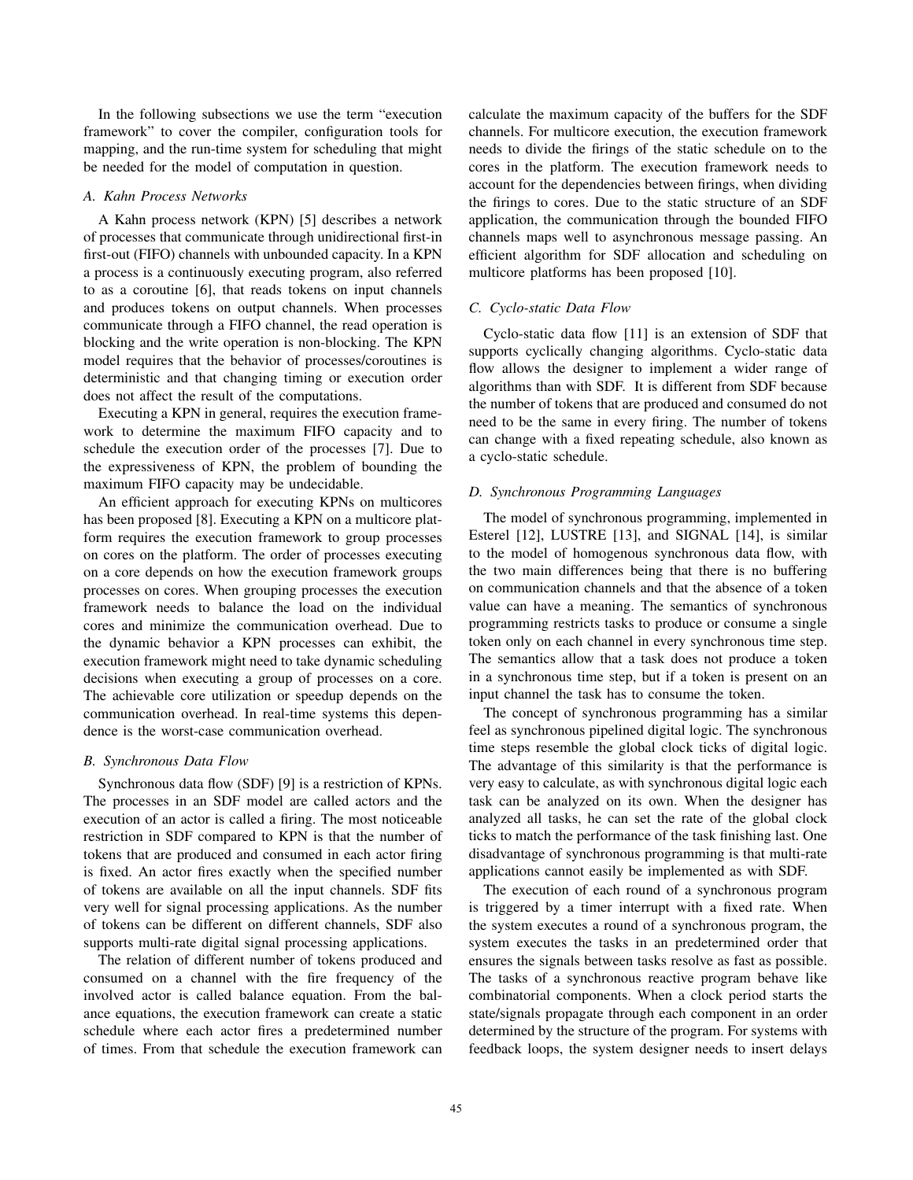In the following subsections we use the term "execution framework" to cover the compiler, configuration tools for mapping, and the run-time system for scheduling that might be needed for the model of computation in question.

### A. Kahn Process Networks

A Kahn process network (KPN) [5] describes a network of processes that communicate through unidirectional first-in first-out (FIFO) channels with unbounded capacity. In a KPN a process is a continuously executing program, also referred to as a coroutine [6], that reads tokens on input channels and produces tokens on output channels. When processes communicate through a FIFO channel, the read operation is blocking and the write operation is non-blocking. The KPN model requires that the behavior of processes/coroutines is deterministic and that changing timing or execution order does not affect the result of the computations.

Executing a KPN in general, requires the execution framework to determine the maximum FIFO capacity and to schedule the execution order of the processes [7]. Due to the expressiveness of KPN, the problem of bounding the maximum FIFO capacity may be undecidable.

An efficient approach for executing KPNs on multicores has been proposed [8]. Executing a KPN on a multicore platform requires the execution framework to group processes on cores on the platform. The order of processes executing on a core depends on how the execution framework groups processes on cores. When grouping processes the execution framework needs to balance the load on the individual cores and minimize the communication overhead. Due to the dynamic behavior a KPN processes can exhibit, the execution framework might need to take dynamic scheduling decisions when executing a group of processes on a core. The achievable core utilization or speedup depends on the communication overhead. In real-time systems this dependence is the worst-case communication overhead.

### B. Synchronous Data Flow

Synchronous data flow (SDF) [9] is a restriction of KPNs. The processes in an SDF model are called actors and the execution of an actor is called a firing. The most noticeable restriction in SDF compared to KPN is that the number of tokens that are produced and consumed in each actor firing is fixed. An actor fires exactly when the specified number of tokens are available on all the input channels. SDF fits very well for signal processing applications. As the number of tokens can be different on different channels, SDF also supports multi-rate digital signal processing applications.

The relation of different number of tokens produced and consumed on a channel with the fire frequency of the involved actor is called balance equation. From the balance equations, the execution framework can create a static schedule where each actor fires a predetermined number of times. From that schedule the execution framework can calculate the maximum capacity of the buffers for the SDF channels. For multicore execution, the execution framework needs to divide the firings of the static schedule on to the cores in the platform. The execution framework needs to account for the dependencies between firings, when dividing the firings to cores. Due to the static structure of an SDF application, the communication through the bounded FIFO channels maps well to asynchronous message passing. An efficient algorithm for SDF allocation and scheduling on multicore platforms has been proposed [10].

### C. Cyclo-static Data Flow

Cyclo-static data flow [11] is an extension of SDF that supports cyclically changing algorithms. Cyclo-static data flow allows the designer to implement a wider range of algorithms than with SDF. It is different from SDF because the number of tokens that are produced and consumed do not need to be the same in every firing. The number of tokens can change with a fixed repeating schedule, also known as a cyclo-static schedule.

### D. Synchronous Programming Languages

The model of synchronous programming, implemented in Esterel [12], LUSTRE [13], and SIGNAL [14], is similar to the model of homogenous synchronous data flow, with the two main differences being that there is no buffering on communication channels and that the absence of a token value can have a meaning. The semantics of synchronous programming restricts tasks to produce or consume a single token only on each channel in every synchronous time step. The semantics allow that a task does not produce a token in a synchronous time step, but if a token is present on an input channel the task has to consume the token.

The concept of synchronous programming has a similar feel as synchronous pipelined digital logic. The synchronous time steps resemble the global clock ticks of digital logic. The advantage of this similarity is that the performance is very easy to calculate, as with synchronous digital logic each task can be analyzed on its own. When the designer has analyzed all tasks, he can set the rate of the global clock ticks to match the performance of the task finishing last. One disadvantage of synchronous programming is that multi-rate applications cannot easily be implemented as with SDF.

The execution of each round of a synchronous program is triggered by a timer interrupt with a fixed rate. When the system executes a round of a synchronous program, the system executes the tasks in an predetermined order that ensures the signals between tasks resolve as fast as possible. The tasks of a synchronous reactive program behave like combinatorial components. When a clock period starts the state/signals propagate through each component in an order determined by the structure of the program. For systems with feedback loops, the system designer needs to insert delays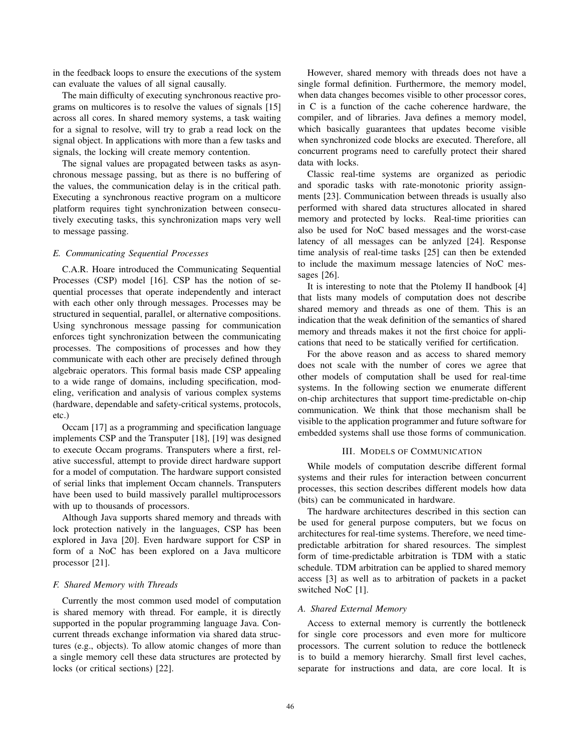in the feedback loops to ensure the executions of the system can evaluate the values of all signal causally.

The main difficulty of executing synchronous reactive programs on multicores is to resolve the values of signals [15] across all cores. In shared memory systems, a task waiting for a signal to resolve, will try to grab a read lock on the signal object. In applications with more than a few tasks and signals, the locking will create memory contention.

The signal values are propagated between tasks as asynchronous message passing, but as there is no buffering of the values, the communication delay is in the critical path. Executing a synchronous reactive program on a multicore platform requires tight synchronization between consecutively executing tasks, this synchronization maps very well to message passing.

### *E. Communicating Sequential Processes*

C.A.R. Hoare introduced the Communicating Sequential Processes (CSP) model [16]. CSP has the notion of sequential processes that operate independently and interact with each other only through messages. Processes may be structured in sequential, parallel, or alternative compositions. Using synchronous message passing for communication enforces tight synchronization between the communicating processes. The compositions of processes and how they communicate with each other are precisely defined through algebraic operators. This formal basis made CSP appealing to a wide range of domains, including specification, modeling, verification and analysis of various complex systems (hardware, dependable and safety-critical systems, protocols, etc.)

Occam [17] as a programming and specification language implements CSP and the Transputer [18], [19] was designed to execute Occam programs. Transputers where a first, relative successful, attempt to provide direct hardware support for a model of computation. The hardware support consisted of serial links that implement Occam channels. Transputers have been used to build massively parallel multiprocessors with up to thousands of processors.

Although Java supports shared memory and threads with lock protection natively in the languages, CSP has been explored in Java [20]. Even hardware support for CSP in form of a NoC has been explored on a Java multicore processor [21].

### *F. Shared Memory with Threads*

Currently the most common used model of computation is shared memory with thread. For eample, it is directly supported in the popular programming language Java. Concurrent threads exchange information via shared data structures (e.g., objects). To allow atomic changes of more than a single memory cell these data structures are protected by locks (or critical sections) [22].

However, shared memory with threads does not have a single formal definition. Furthermore, the memory model, when data changes becomes visible to other processor cores, in C is a function of the cache coherence hardware, the compiler, and of libraries. Java defines a memory model, which basically guarantees that updates become visible when synchronized code blocks are executed. Therefore, all concurrent programs need to carefully protect their shared data with locks.

Classic real-time systems are organized as periodic and sporadic tasks with rate-monotonic priority assignments [23]. Communication between threads is usually also performed with shared data structures allocated in shared memory and protected by locks. Real-time priorities can also be used for NoC based messages and the worst-case latency of all messages can be anlyzed [24]. Response time analysis of real-time tasks [25] can then be extended to include the maximum message latencies of NoC messages [26].

It is interesting to note that the Ptolemy II handbook [4] that lists many models of computation does not describe shared memory and threads as one of them. This is an indication that the weak definition of the semantics of shared memory and threads makes it not the first choice for applications that need to be statically verified for certification.

For the above reason and as access to shared memory does not scale with the number of cores we agree that other models of computation shall be used for real-time systems. In the following section we enumerate different on-chip architectures that support time-predictable on-chip communication. We think that those mechanism shall be visible to the application programmer and future software for embedded systems shall use those forms of communication.

## III. Models of Communication

While models of computation describe different formal systems and their rules for interaction between concurrent processes, this section describes different models how data (bits) can be communicated in hardware.

The hardware architectures described in this section can be used for general purpose computers, but we focus on architectures for real-time systems. Therefore, we need time-predictable arbitration for shared resources. The simplest form of time-predictable arbitration is TDM with a static schedule. TDM arbitration can be applied to shared memory access [3] as well as to arbitration of packets in a packet switched NoC [1].

### *A. Shared External Memory*

Access to external memory is currently the bottleneck for single core processors and even more for multicore processors. The current solution to reduce the bottleneck is to build a memory hierarchy. Small first level caches, separate for instructions and data, are core local. It is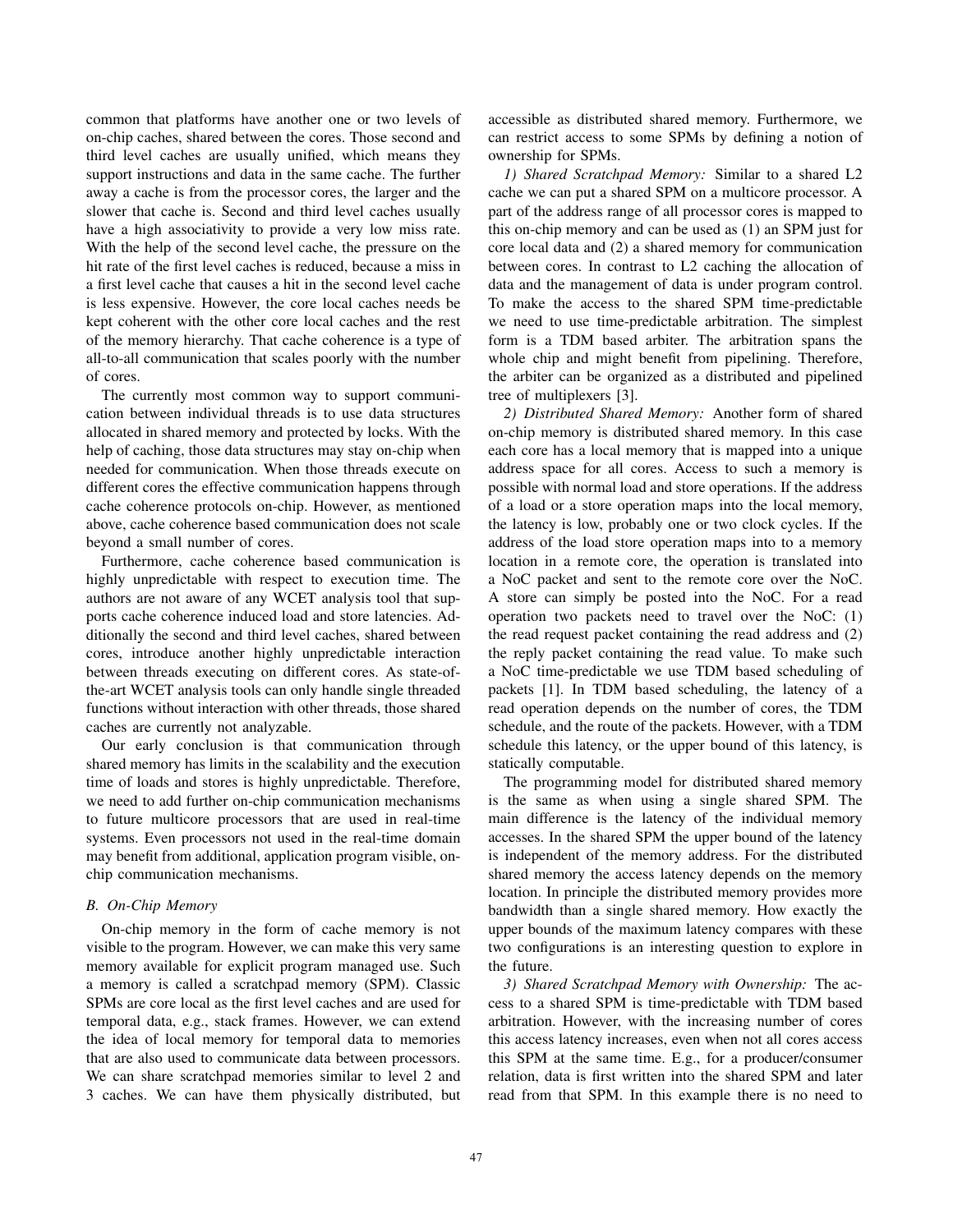common that platforms have another one or two levels of on-chip caches, shared between the cores. Those second and third level caches are usually unified, which means they support instructions and data in the same cache. The further away a cache is from the processor cores, the larger and the slower that cache is. Second and third level caches usually have a high associativity to provide a very low miss rate. With the help of the second level cache, the pressure on the hit rate of the first level caches is reduced, because a miss in a first level cache that causes a hit in the second level cache is less expensive. However, the core local caches needs be kept coherent with the other core local caches and the rest of the memory hierarchy. That cache coherence is a type of all-to-all communication that scales poorly with the number of cores.

The currently most common way to support communication between individual threads is to use data structures allocated in shared memory and protected by locks. With the help of caching, those data structures may stay on-chip when needed for communication. When those threads execute on different cores the effective communication happens through cache coherence protocols on-chip. However, as mentioned above, cache coherence based communication does not scale beyond a small number of cores.

Furthermore, cache coherence based communication is highly unpredictable with respect to execution time. The authors are not aware of any WCET analysis tool that supports cache coherence induced load and store latencies. Additionally the second and third level caches, shared between cores, introduce another highly unpredictable interaction between threads executing on different cores. As state-of-the-art WCET analysis tools can only handle single threaded functions without interaction with other threads, those shared caches are currently not analyzable.

Our early conclusion is that communication through shared memory has limits in the scalability and the execution time of loads and stores is highly unpredictable. Therefore, we need to add further on-chip communication mechanisms to future multicore processors that are used in real-time systems. Even processors not used in the real-time domain may benefit from additional, application program visible, on-chip communication mechanisms.

### B. On-Chip Memory

On-chip memory in the form of cache memory is not visible to the program. However, we can make this very same memory available for explicit program managed use. Such a memory is called a scratchpad memory (SPM). Classic SPMs are core local as the first level caches and are used for temporal data, e.g., stack frames. However, we can extend the idea of local memory for temporal data to memories that are also used to communicate data between processors. We can share scratchpad memories similar to level 2 and 3 caches. We can have them physically distributed, but accessible as distributed shared memory. Furthermore, we can restrict access to some SPMs by defining a notion of ownership for SPMs.

*1) Shared Scratchpad Memory:* Similar to a shared L2 cache we can put a shared SPM on a multicore processor. A part of the address range of all processor cores is mapped to this on-chip memory and can be used as (1) an SPM just for core local data and (2) a shared memory for communication between cores. In contrast to L2 caching the allocation of data and the management of data is under program control. To make the access to the shared SPM time-predictable we need to use time-predictable arbitration. The simplest form is a TDM based arbiter. The arbitration spans the whole chip and might benefit from pipelining. Therefore, the arbiter can be organized as a distributed and pipelined tree of multiplexers [3].

*2) Distributed Shared Memory:* Another form of shared on-chip memory is distributed shared memory. In this case each core has a local memory that is mapped into a unique address space for all cores. Access to such a memory is possible with normal load and store operations. If the address of a load or a store operation maps into the local memory, the latency is low, probably one or two clock cycles. If the address of the load store operation maps into to a memory location in a remote core, the operation is translated into a NoC packet and sent to the remote core over the NoC. A store can simply be posted into the NoC. For a read operation two packets need to travel over the NoC: (1) the read request packet containing the read address and (2) the reply packet containing the read value. To make such a NoC time-predictable we use TDM based scheduling of packets [1]. In TDM based scheduling, the latency of a read operation depends on the number of cores, the TDM schedule, and the route of the packets. However, with a TDM schedule this latency, or the upper bound of this latency, is statically computable.

The programming model for distributed shared memory is the same as when using a single shared SPM. The main difference is the latency of the individual memory accesses. In the shared SPM the upper bound of the latency is independent of the memory address. For the distributed shared memory the access latency depends on the memory location. In principle the distributed memory provides more bandwidth than a single shared memory. How exactly the upper bounds of the maximum latency compares with these two configurations is an interesting question to explore in the future.

*3) Shared Scratchpad Memory with Ownership:* The access to a shared SPM is time-predictable with TDM based arbitration. However, with the increasing number of cores this access latency increases, even when not all cores access this SPM at the same time. E.g., for a producer/consumer relation, data is first written into the shared SPM and later read from that SPM. In this example there is no need to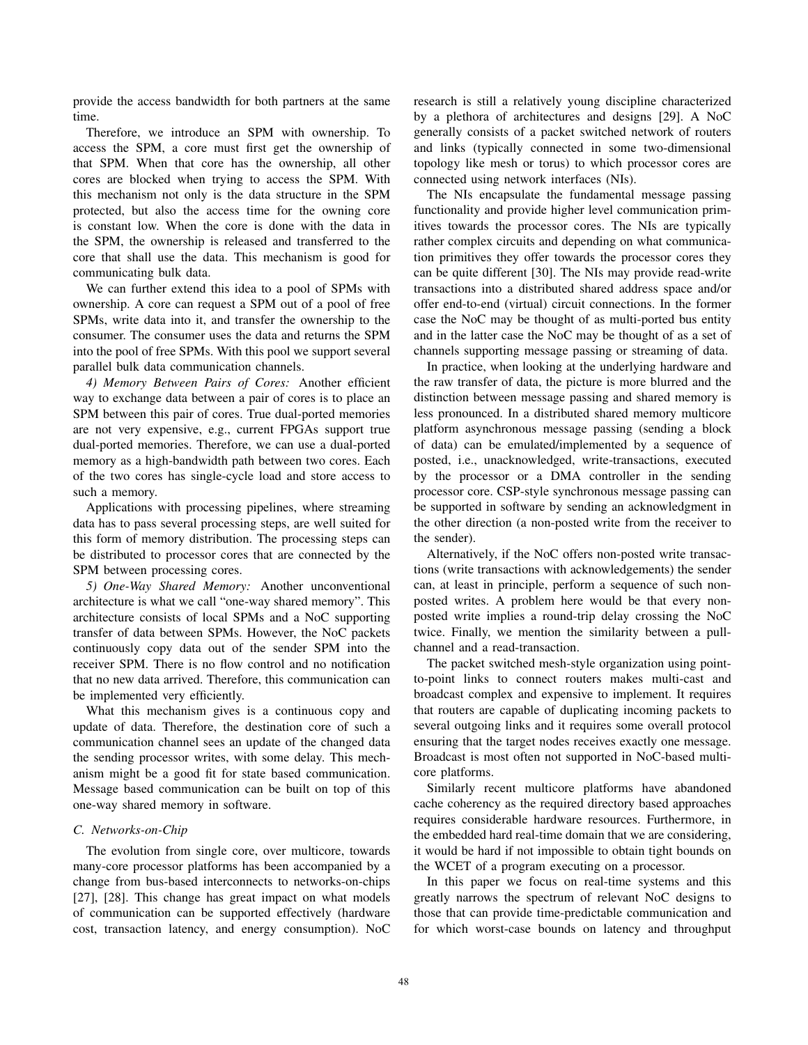provide the access bandwidth for both partners at the same time.

Therefore, we introduce an SPM with ownership. To access the SPM, a core must first get the ownership of that SPM. When that core has the ownership, all other cores are blocked when trying to access the SPM. With this mechanism not only is the data structure in the SPM protected, but also the access time for the owning core is constant low. When the core is done with the data in the SPM, the ownership is released and transferred to the core that shall use the data. This mechanism is good for communicating bulk data.

We can further extend this idea to a pool of SPMs with ownership. A core can request a SPM out of a pool of free SPMs, write data into it, and transfer the ownership to the consumer. The consumer uses the data and returns the SPM into the pool of free SPMs. With this pool we support several parallel bulk data communication channels.

*4) Memory Between Pairs of Cores:* Another efficient way to exchange data between a pair of cores is to place an SPM between this pair of cores. True dual-ported memories are not very expensive, e.g., current FPGAs support true dual-ported memories. Therefore, we can use a dual-ported memory as a high-bandwidth path between two cores. Each of the two cores has single-cycle load and store access to such a memory.

Applications with processing pipelines, where streaming data has to pass several processing steps, are well suited for this form of memory distribution. The processing steps can be distributed to processor cores that are connected by the SPM between processing cores.

*5) One-Way Shared Memory:* Another unconventional architecture is what we call "one-way shared memory". This architecture consists of local SPMs and a NoC supporting transfer of data between SPMs. However, the NoC packets continuously copy data out of the sender SPM into the receiver SPM. There is no flow control and no notification that no new data arrived. Therefore, this communication can be implemented very efficiently.

What this mechanism gives is a continuous copy and update of data. Therefore, the destination core of such a communication channel sees an update of the changed data the sending processor writes, with some delay. This mechanism might be a good fit for state based communication. Message based communication can be built on top of this one-way shared memory in software.

### C. Networks-on-Chip

The evolution from single core, over multicore, towards many-core processor platforms has been accompanied by a change from bus-based interconnects to networks-on-chips [27], [28]. This change has great impact on what models of communication can be supported effectively (hardware cost, transaction latency, and energy consumption). NoC research is still a relatively young discipline characterized by a plethora of architectures and designs [29]. A NoC generally consists of a packet switched network of routers and links (typically connected in some two-dimensional topology like mesh or torus) to which processor cores are connected using network interfaces (NIs).

The NIs encapsulate the fundamental message passing functionality and provide higher level communication primitives towards the processor cores. The NIs are typically rather complex circuits and depending on what communication primitives they offer towards the processor cores they can be quite different [30]. The NIs may provide read-write transactions into a distributed shared address space and/or offer end-to-end (virtual) circuit connections. In the former case the NoC may be thought of as multi-ported bus entity and in the latter case the NoC may be thought of as a set of channels supporting message passing or streaming of data.

In practice, when looking at the underlying hardware and the raw transfer of data, the picture is more blurred and the distinction between message passing and shared memory is less pronounced. In a distributed shared memory multicore platform asynchronous message passing (sending a block of data) can be emulated/implemented by a sequence of posted, i.e., unacknowledged, write-transactions, executed by the processor or a DMA controller in the sending processor core. CSP-style synchronous message passing can be supported in software by sending an acknowledgment in the other direction (a non-posted write from the receiver to the sender).

Alternatively, if the NoC offers non-posted write transactions (write transactions with acknowledgements) the sender can, at least in principle, perform a sequence of such non-posted writes. A problem here would be that every non-posted write implies a round-trip delay crossing the NoC twice. Finally, we mention the similarity between a pull-channel and a read-transaction.

The packet switched mesh-style organization using point-to-point links to connect routers makes multi-cast and broadcast complex and expensive to implement. It requires that routers are capable of duplicating incoming packets to several outgoing links and it requires some overall protocol ensuring that the target nodes receives exactly one message. Broadcast is most often not supported in NoC-based multicore platforms.

Similarly recent multicore platforms have abandoned cache coherency as the required directory based approaches requires considerable hardware resources. Furthermore, in the embedded hard real-time domain that we are considering, it would be hard if not impossible to obtain tight bounds on the WCET of a program executing on a processor.

In this paper we focus on real-time systems and this greatly narrows the spectrum of relevant NoC designs to those that can provide time-predictable communication and for which worst-case bounds on latency and throughput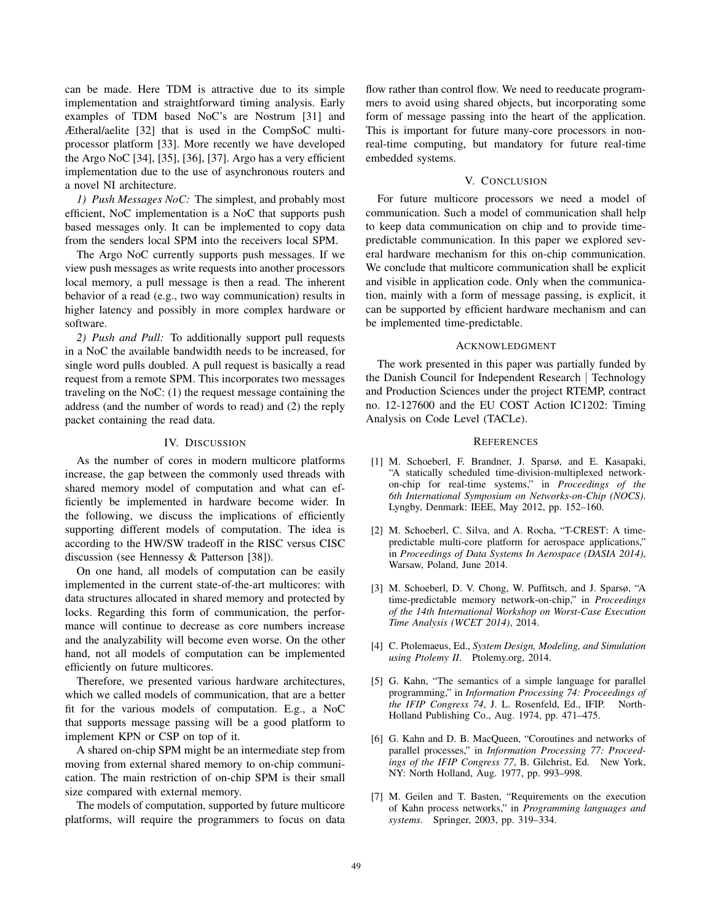can be made. Here TDM is attractive due to its simple implementation and straightforward timing analysis. Early examples of TDM based NoC's are Nostrum [31] and Æthereal/aelite [32] that is used in the CompSoC multiprocessor platform [33]. More recently we have developed the Argo NoC [34], [35], [36], [37]. Argo has a very efficient implementation due to the use of asynchronous routers and a novel NI architecture.

*1) Push Messages NoC:* The simplest, and probably most efficient, NoC implementation is a NoC that supports push based messages only. It can be implemented to copy data from the senders local SPM into the receivers local SPM.

The Argo NoC currently supports push messages. If we view push messages as write requests into another processors local memory, a pull message is then a read. The inherent behavior of a read (e.g., two way communication) results in higher latency and possibly in more complex hardware or software.

*2) Push and Pull:* To additionally support pull requests in a NoC the available bandwidth needs to be increased, for single word pulls doubled. A pull request is basically a read request from a remote SPM. This incorporates two messages traveling on the NoC: (1) the request message containing the address (and the number of words to read) and (2) the reply packet containing the read data.

## IV. Discussion

As the number of cores in modern multicore platforms increase, the gap between the commonly used threads with shared memory model of computation and what can efficiently be implemented in hardware become wider. In the following, we discuss the implications of efficiently supporting different models of computation. The idea is according to the HW/SW tradeoff in the RISC versus CISC discussion (see Hennessy & Patterson [38]).

On one hand, all models of computation can be easily implemented in the current state-of-the-art multicores: with data structures allocated in shared memory and protected by locks. Regarding this form of communication, the performance will continue to decrease as core numbers increase and the analyzability will become even worse. On the other hand, not all models of computation can be implemented efficiently on future multicores.

Therefore, we presented various hardware architectures, which we called models of communication, that are a better fit for the various models of computation. E.g., a NoC that supports message passing will be a good platform to implement KPN or CSP on top of it.

A shared on-chip SPM might be an intermediate step from moving from external shared memory to on-chip communication. The main restriction of on-chip SPM is their small size compared with external memory.

The models of computation, supported by future multicore platforms, will require the programmers to focus on data flow rather than control flow. We need to reeducate programmers to avoid using shared objects, but incorporating some form of message passing into the heart of the application. This is important for future many-core processors in non-real-time computing, but mandatory for future real-time embedded systems.

## V. Conclusion

For future multicore processors we need a model of communication. Such a model of communication shall help to keep data communication on chip and to provide time-predictable communication. In this paper we explored several hardware mechanism for this on-chip communication. We conclude that multicore communication shall be explicit and visible in application code. Only when the communication, mainly with a form of message passing, is explicit, it can be supported by efficient hardware mechanism and can be implemented time-predictable.

## Acknowledgment

The work presented in this paper was partially funded by the Danish Council for Independent Research | Technology and Production Sciences under the project RTEMP, contract no. 12-127600 and the EU COST Action IC1202: Timing Analysis on Code Level (TACLe).

## References

[1] M. Schoeberl, F. Brandner, J. Sparsø, and E. Kasapaki, "A statically scheduled time-division-multiplexed network-on-chip for real-time systems," in *Proceedings of the 6th International Symposium on Networks-on-Chip (NOCS)*. Lyngby, Denmark: IEEE, May 2012, pp. 152–160.

[2] M. Schoeberl, C. Silva, and A. Rocha, "T-CREST: A time-predictable multi-core platform for aerospace applications," in *Proceedings of Data Systems In Aerospace (DASIA 2014)*, Warsaw, Poland, June 2014.

[3] M. Schoeberl, D. V. Chong, W. Puffitsch, and J. Sparsø, "A time-predictable memory network-on-chip," in *Proceedings of the 14th International Workshop on Worst-Case Execution Time Analysis (WCET 2014)*, 2014.

[4] C. Ptolemaeus, Ed., *System Design, Modeling, and Simulation using Ptolemy II*. Ptolemy.org, 2014.

[5] G. Kahn, "The semantics of a simple language for parallel programming," in *Information Processing 74: Proceedings of the IFIP Congress 74*, J. L. Rosenfeld, Ed., IFIP. North-Holland Publishing Co., Aug. 1974, pp. 471–475.

[6] G. Kahn and D. B. MacQueen, "Coroutines and networks of parallel processes," in *Information Processing 77: Proceedings of the IFIP Congress 77*, B. Gilchrist, Ed. New York, NY: North Holland, Aug. 1977, pp. 993–998.

[7] M. Geilen and T. Basten, "Requirements on the execution of Kahn process networks," in *Programming languages and systems*. Springer, 2003, pp. 319–334.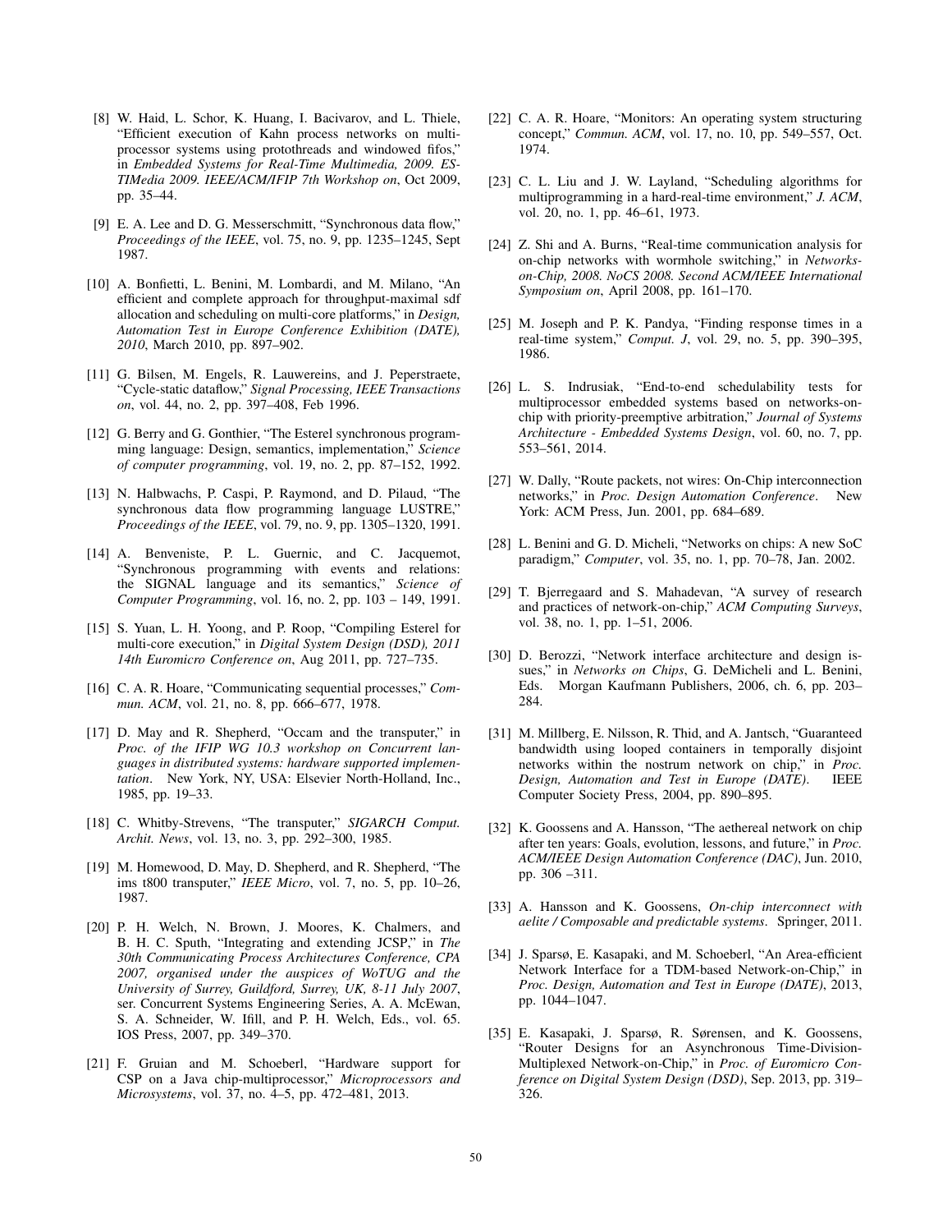[8] W. Haid, L. Schor, K. Huang, I. Bacivarov, and L. Thiele, "Efficient execution of Kahn process networks on multi-processor systems using protothreads and windowed fifos," in *Embedded Systems for Real-Time Multimedia, 2009. ESTIMedia 2009. IEEE/ACM/IFIP 7th Workshop on*, Oct 2009, pp. 35–44.

[9] E. A. Lee and D. G. Messerschmitt, "Synchronous data flow," *Proceedings of the IEEE*, vol. 75, no. 9, pp. 1235–1245, Sept 1987.

[10] A. Bonfietti, L. Benini, M. Lombardi, and M. Milano, "An efficient and complete approach for throughput-maximal sdf allocation and scheduling on multi-core platforms," in *Design, Automation Test in Europe Conference Exhibition (DATE), 2010*, March 2010, pp. 897–902.

[11] G. Bilsen, M. Engels, R. Lauwereins, and J. Peperstraete, "Cycle-static dataflow," *Signal Processing, IEEE Transactions on*, vol. 44, no. 2, pp. 397–408, Feb 1996.

[12] G. Berry and G. Gonthier, "The Esterel synchronous programming language: Design, semantics, implementation," *Science of computer programming*, vol. 19, no. 2, pp. 87–152, 1992.

[13] N. Halbwachs, P. Caspi, P. Raymond, and D. Pilaud, "The synchronous data flow programming language LUSTRE," *Proceedings of the IEEE*, vol. 79, no. 9, pp. 1305–1320, 1991.

[14] A. Benveniste, P. L. Guernic, and C. Jacquemot, "Synchronous programming with events and relations: the SIGNAL language and its semantics," *Science of Computer Programming*, vol. 16, no. 2, pp. 103 – 149, 1991.

[15] S. Yuan, L. H. Yoong, and P. Roop, "Compiling Esterel for multi-core execution," in *Digital System Design (DSD), 2011 14th Euromicro Conference on*, Aug 2011, pp. 727–735.

[16] C. A. R. Hoare, "Communicating sequential processes," *Commun. ACM*, vol. 21, no. 8, pp. 666–677, 1978.

[17] D. May and R. Shepherd, "Occam and the transputer," in *Proc. of the IFIP WG 10.3 workshop on Concurrent languages in distributed systems: hardware supported implementation*. New York, NY, USA: Elsevier North-Holland, Inc., 1985, pp. 19–33.

[18] C. Whitby-Strevens, "The transputer," *SIGARCH Comput. Archit. News*, vol. 13, no. 3, pp. 292–300, 1985.

[19] M. Homewood, D. May, D. Shepherd, and R. Shepherd, "The ims t800 transputer," *IEEE Micro*, vol. 7, no. 5, pp. 10–26, 1987.

[20] P. H. Welch, N. Brown, J. Moores, K. Chalmers, and B. H. C. Sputh, "Integrating and extending JCSP," in *The 30th Communicating Process Architectures Conference, CPA 2007, organised under the auspices of WoTUG and the University of Surrey, Guildford, Surrey, UK, 8-11 July 2007*, ser. Concurrent Systems Engineering Series, A. A. McEwan, S. A. Schneider, W. Ifill, and P. H. Welch, Eds., vol. 65. IOS Press, 2007, pp. 349–370.

[21] F. Gruian and M. Schoeberl, "Hardware support for CSP on a Java chip-multiprocessor," *Microprocessors and Microsystems*, vol. 37, no. 4–5, pp. 472–481, 2013.

[22] C. A. R. Hoare, "Monitors: An operating system structuring concept," *Commun. ACM*, vol. 17, no. 10, pp. 549–557, Oct. 1974.

[23] C. L. Liu and J. W. Layland, "Scheduling algorithms for multiprogramming in a hard-real-time environment," *J. ACM*, vol. 20, no. 1, pp. 46–61, 1973.

[24] Z. Shi and A. Burns, "Real-time communication analysis for on-chip networks with wormhole switching," in *Networks-on-Chip, 2008. NoCS 2008. Second ACM/IEEE International Symposium on*, April 2008, pp. 161–170.

[25] M. Joseph and P. K. Pandya, "Finding response times in a real-time system," *Comput. J*, vol. 29, no. 5, pp. 390–395, 1986.

[26] L. S. Indrusiak, "End-to-end schedulability tests for multiprocessor embedded systems based on networks-on-chip with priority-preemptive arbitration," *Journal of Systems Architecture - Embedded Systems Design*, vol. 60, no. 7, pp. 553–561, 2014.

[27] W. Dally, "Route packets, not wires: On-Chip interconnection networks," in *Proc. Design Automation Conference*. New York: ACM Press, Jun. 2001, pp. 684–689.

[28] L. Benini and G. D. Micheli, "Networks on chips: A new SoC paradigm," *Computer*, vol. 35, no. 1, pp. 70–78, Jan. 2002.

[29] T. Bjerregaard and S. Mahadevan, "A survey of research and practices of network-on-chip," *ACM Computing Surveys*, vol. 38, no. 1, pp. 1–51, 2006.

[30] D. Berozzi, "Network interface architecture and design issues," in *Networks on Chips*, G. DeMicheli and L. Benini, Eds. Morgan Kaufmann Publishers, 2006, ch. 6, pp. 203–284.

[31] M. Millberg, E. Nilsson, R. Thid, and A. Jantsch, "Guaranteed bandwidth using looped containers in temporally disjoint networks within the nostrum network on chip," in *Proc. Design, Automation and Test in Europe (DATE)*. IEEE Computer Society Press, 2004, pp. 890–895.

[32] K. Goossens and A. Hansson, "The aethereal network on chip after ten years: Goals, evolution, lessons, and future," in *Proc. ACM/IEEE Design Automation Conference (DAC)*, Jun. 2010, pp. 306 –311.

[33] A. Hansson and K. Goossens, *On-chip interconnect with aelite / Composable and predictable systems*. Springer, 2011.

[34] J. Sparsø, E. Kasapaki, and M. Schoeberl, "An Area-efficient Network Interface for a TDM-based Network-on-Chip," in *Proc. Design, Automation and Test in Europe (DATE)*, 2013, pp. 1044–1047.

[35] E. Kasapaki, J. Sparsø, R. Sørensen, and K. Goossens, "Router Designs for an Asynchronous Time-Division-Multiplexed Network-on-Chip," in *Proc. of Euromicro Conference on Digital System Design (DSD)*, Sep. 2013, pp. 319–326.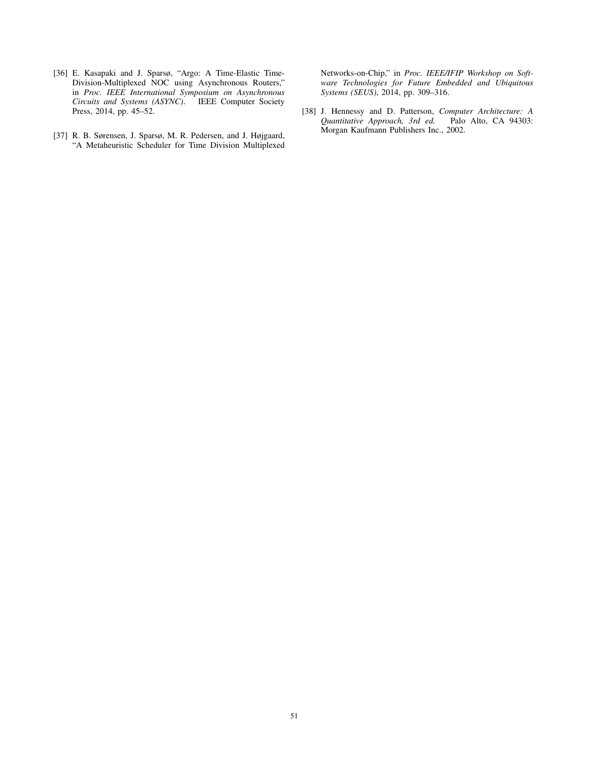[36] E. Kasapaki and J. Sparsø, “Argo: A Time-Elastic Time-Division-Multiplexed NOC using Asynchronous Routers,” in *Proc. IEEE International Symposium on Asynchronous Circuits and Systems (ASYNC)*. IEEE Computer Society Press, 2014, pp. 45–52.

[37] R. B. Sørensen, J. Sparsø, M. R. Pedersen, and J. Højgaard, “A Metaheuristic Scheduler for Time Division Multiplexed Networks-on-Chip,” in *Proc. IEEE/IFIP Workshop on Software Technologies for Future Embedded and Ubiquitous Systems (SEUS)*, 2014, pp. 309–316.

[38] J. Hennessy and D. Patterson, *Computer Architecture: A Quantitative Approach, 3rd ed.* Palo Alto, CA 94303: Morgan Kaufmann Publishers Inc., 2002.